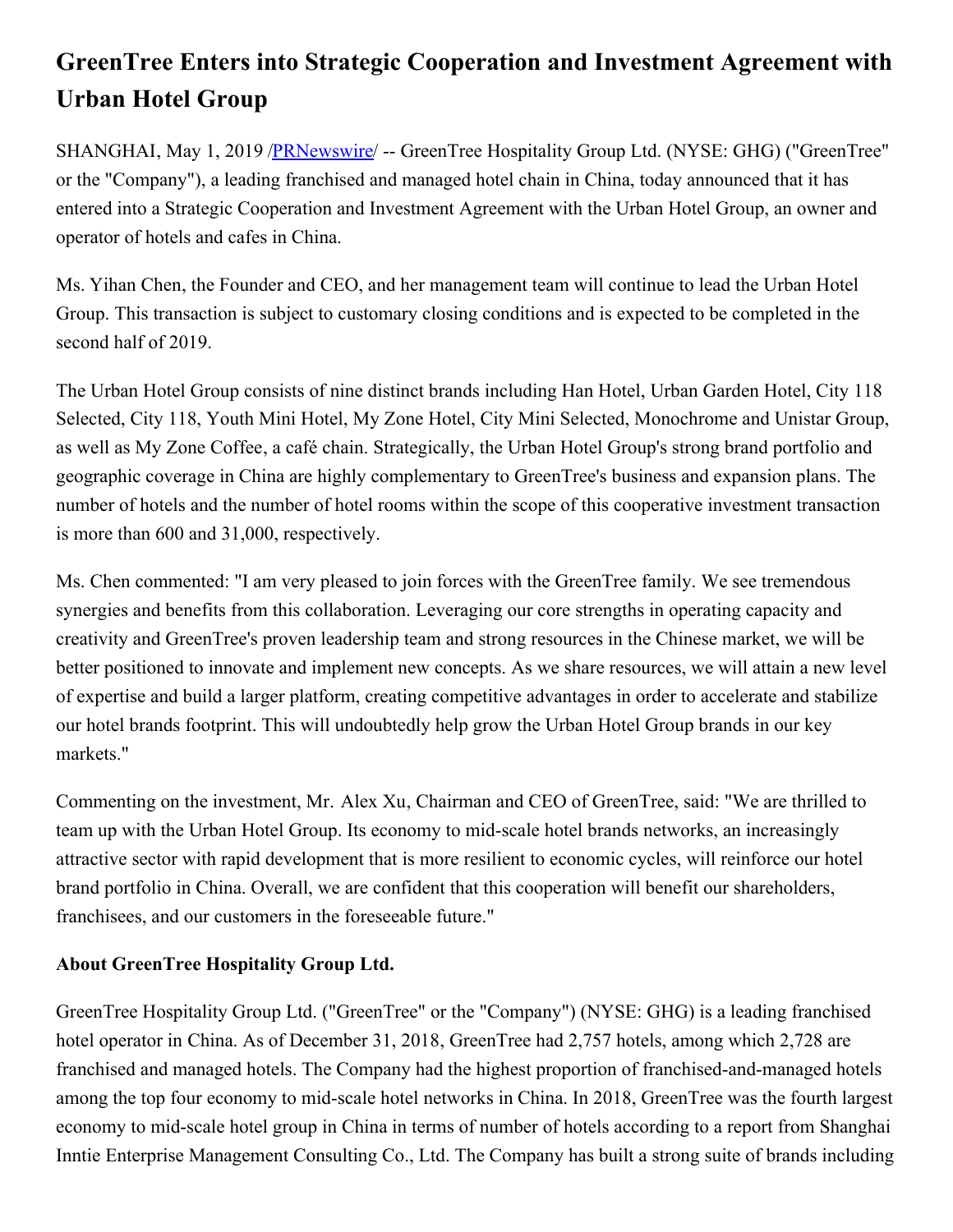# GreenTree Enters into Strategic Cooperation and Investment Agreement with Urban Hotel Group

SHANGHAI, May 1, 2019 /PRNewswire/ -- GreenTree Hospitality Group Ltd. (NYSE: GHG) ("GreenTree" or the "Company"), a leading franchised and managed hotel chain in China, today announced that it has entered into a Strategic Cooperation and Investment Agreement with the Urban Hotel Group, an owner and operator of hotels and cafes in China.

Ms. Yihan Chen, the Founder and CEO, and her management team will continue to lead the Urban Hotel Group. This transaction is subject to customary closing conditions and is expected to be completed in the second half of 2019.

The Urban Hotel Group consists of nine distinct brands including Han Hotel, Urban Garden Hotel, City 118 Selected, City 118, Youth Mini Hotel, My Zone Hotel, City Mini Selected, Monochrome and Unistar Group, as well as My Zone Coffee, a café chain. Strategically, the Urban Hotel Group's strong brand portfolio and geographic coverage in China are highly complementary to GreenTree's business and expansion plans. The number of hotels and the number of hotel rooms within the scope of this cooperative investment transaction is more than 600 and 31,000, respectively.

Ms. Chen commented: "I am very pleased to join forces with the GreenTree family. We see tremendous synergies and benefits from this collaboration. Leveraging our core strengths in operating capacity and creativity and GreenTree's proven leadership team and strong resources in the Chinese market, we will be better positioned to innovate and implement new concepts. As we share resources, we will attain a new level of expertise and build a larger platform, creating competitive advantages in order to accelerate and stabilize our hotel brands footprint. This will undoubtedly help grow the Urban Hotel Group brands in our key markets."

Commenting on the investment, Mr. Alex Xu, Chairman and CEO of GreenTree, said: "We are thrilled to team up with the Urban Hotel Group. Its economy to mid-scale hotel brands networks, an increasingly attractive sector with rapid development that is more resilient to economic cycles, will reinforce our hotel brand portfolio in China. Overall, we are confident that this cooperation will benefit our shareholders, franchisees, and our customers in the foreseeable future."

**About GreenTree Hospitality Group Ltd.**

GreenTree Hospitality Group Ltd. ("GreenTree" or the "Company") (NYSE: GHG) is a leading franchised hotel operator in China. As of December 31, 2018, GreenTree had 2,757 hotels, among which 2,728 are franchised and managed hotels. The Company had the highest proportion of franchised-and-managed hotels among the top four economy to mid-scale hotel networks in China. In 2018, GreenTree was the fourth largest economy to mid-scale hotel group in China in terms of number of hotels according to a report from Shanghai Inntie Enterprise Management Consulting Co., Ltd. The Company has built a strong suite of brands including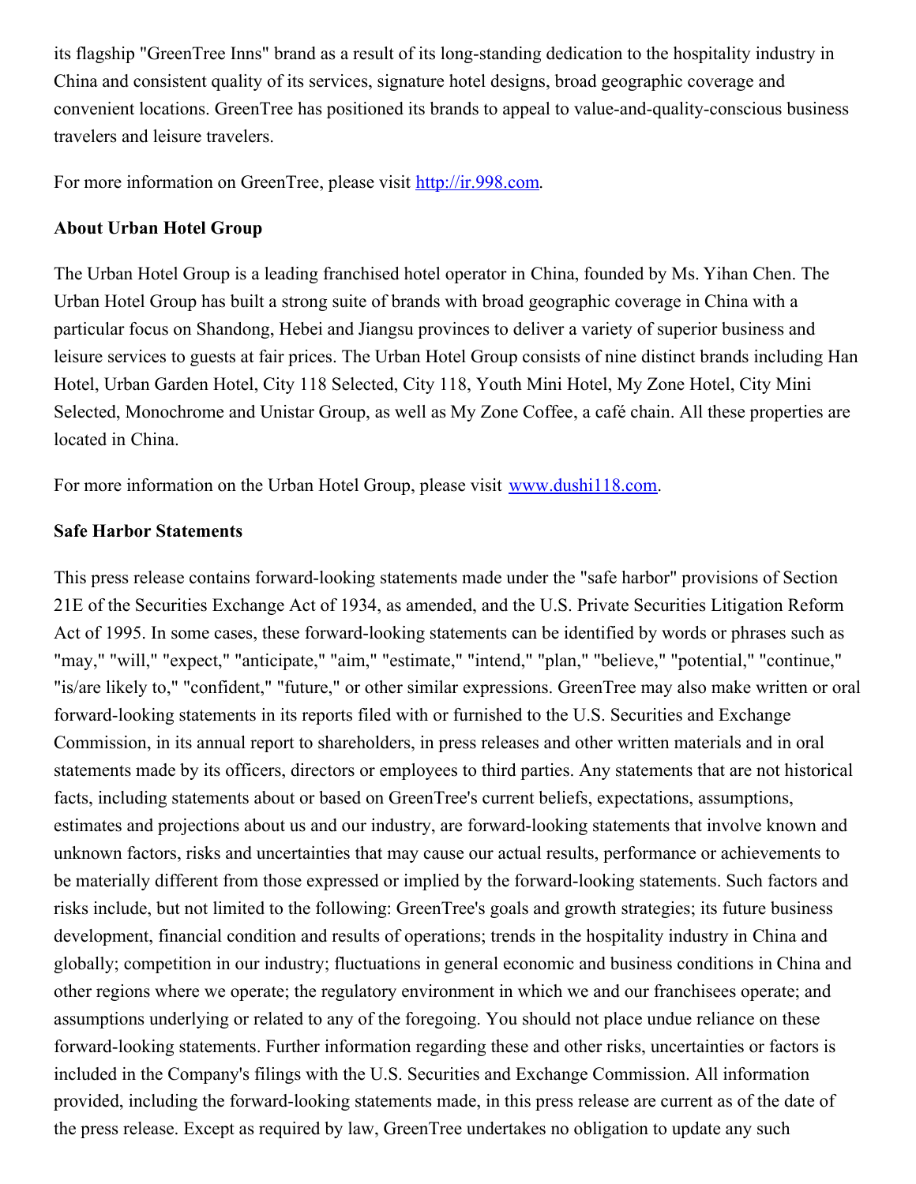its flagship "GreenTree Inns" brand as a result of its long-standing dedication to the hospitality industry in China and consistent quality of its services, signature hotel designs, broad geographic coverage and convenient locations. GreenTree has positioned its brands to appeal to value-and-quality-conscious business travelers and leisure travelers.

For more information on GreenTree, please visit http://ir.998.com.

**About Urban Hotel Group**

The Urban Hotel Group is a leading franchised hotel operator in China, founded by Ms. Yihan Chen. The Urban Hotel Group has built a strong suite of brands with broad geographic coverage in China with a particular focus on Shandong, Hebei and Jiangsu provinces to deliver a variety of superior business and leisure services to guests at fair prices. The Urban Hotel Group consists of nine distinct brands including Han Hotel, Urban Garden Hotel, City 118 Selected, City 118, Youth Mini Hotel, My Zone Hotel, City Mini Selected, Monochrome and Unistar Group, as well as My Zone Coffee, a café chain. All these properties are located in China.

For more information on the Urban Hotel Group, please visit www.dushi118.com.

**Safe Harbor Statements**

This press release contains forward-looking statements made under the "safe harbor" provisions of Section 21E of the Securities Exchange Act of 1934, as amended, and the U.S. Private Securities Litigation Reform Act of 1995. In some cases, these forward-looking statements can be identified by words or phrases such as "may," "will," "expect," "anticipate," "aim," "estimate," "intend," "plan," "believe," "potential," "continue," "is/are likely to," "confident," "future," or other similar expressions. GreenTree may also make written or oral forward-looking statements in its reports filed with or furnished to the U.S. Securities and Exchange Commission, in its annual report to shareholders, in press releases and other written materials and in oral statements made by its officers, directors or employees to third parties. Any statements that are not historical facts, including statements about or based on GreenTree's current beliefs, expectations, assumptions, estimates and projections about us and our industry, are forward-looking statements that involve known and unknown factors, risks and uncertainties that may cause our actual results, performance or achievements to be materially different from those expressed or implied by the forward-looking statements. Such factors and risks include, but not limited to the following: GreenTree's goals and growth strategies; its future business development, financial condition and results of operations; trends in the hospitality industry in China and globally; competition in our industry; fluctuations in general economic and business conditions in China and other regions where we operate; the regulatory environment in which we and our franchisees operate; and assumptions underlying or related to any of the foregoing. You should not place undue reliance on these forward-looking statements. Further information regarding these and other risks, uncertainties or factors is included in the Company's filings with the U.S. Securities and Exchange Commission. All information provided, including the forward-looking statements made, in this press release are current as of the date of the press release. Except as required by law, GreenTree undertakes no obligation to update any such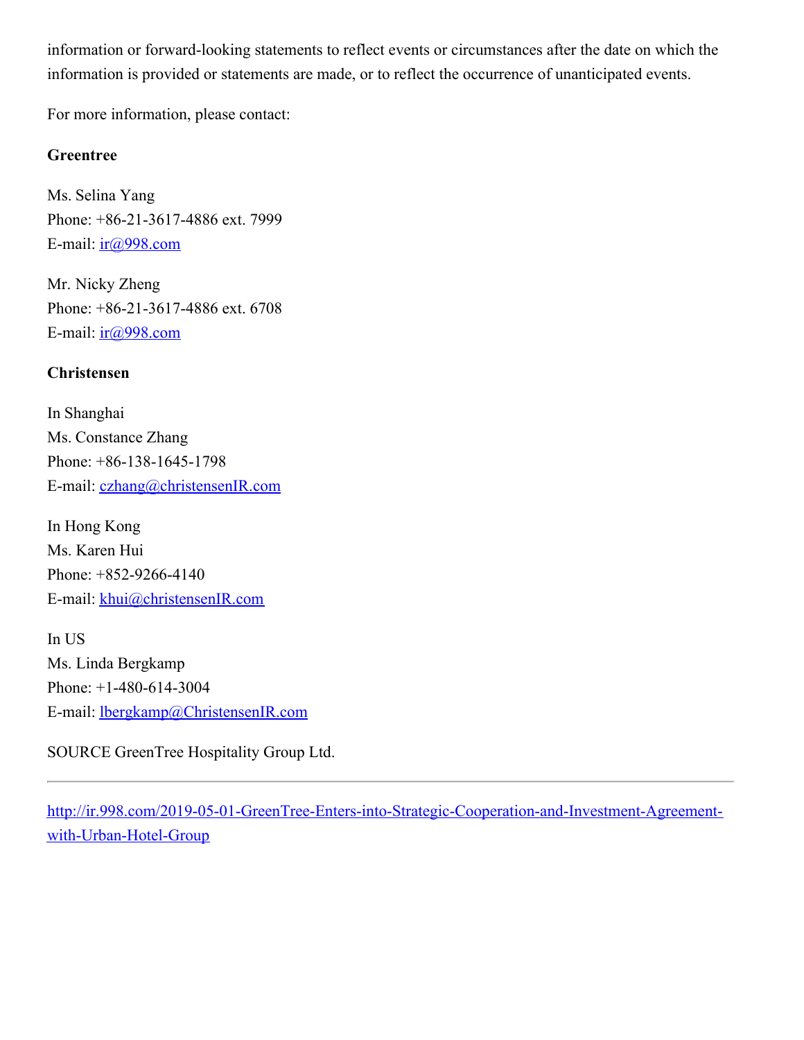information or forward-looking statements to reflect events or circumstances after the date on which the information is provided or statements are made, or to reflect the occurrence of unanticipated events.

For more information, please contact:

**Greentree**

Ms. Selina Yang
Phone: +86-21-3617-4886 ext. 7999
E-mail: ir@998.com

Mr. Nicky Zheng
Phone: +86-21-3617-4886 ext. 6708
E-mail: ir@998.com

**Christensen**

In Shanghai
Ms. Constance Zhang
Phone: +86-138-1645-1798
E-mail: czhang@christensenIR.com

In Hong Kong
Ms. Karen Hui
Phone: +852-9266-4140
E-mail: khui@christensenIR.com

In US
Ms. Linda Bergkamp
Phone: +1-480-614-3004
E-mail: lbergkamp@ChristensenIR.com

SOURCE GreenTree Hospitality Group Ltd.

---

http://ir.998.com/2019-05-01-GreenTree-Enters-into-Strategic-Cooperation-and-Investment-Agreement-with-Urban-Hotel-Group